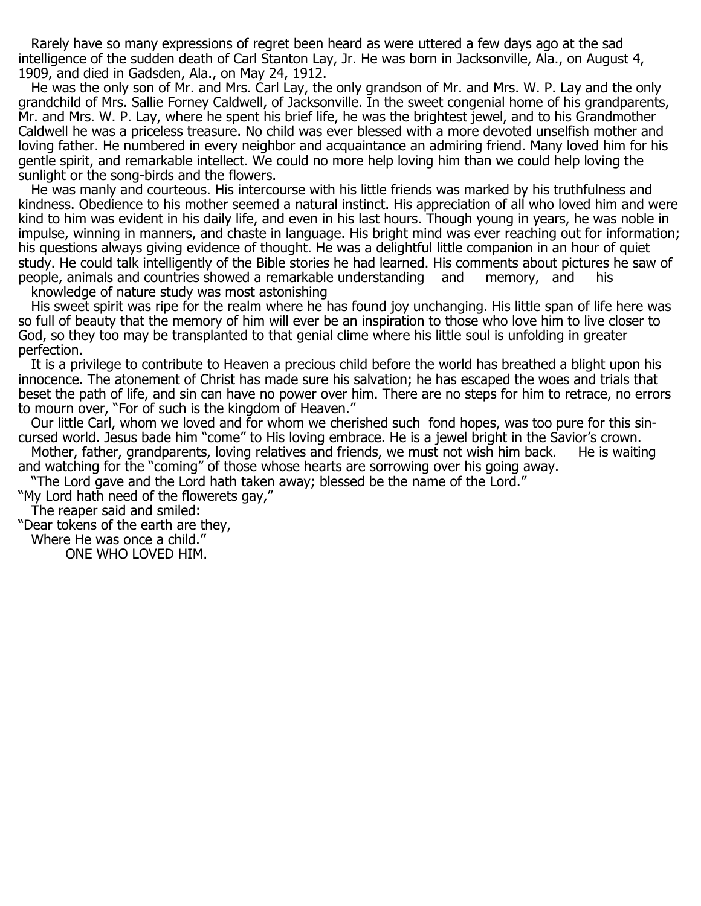Rarely have so many expressions of regret been heard as were uttered a few days ago at the sad intelligence of the sudden death of Carl Stanton Lay, Jr. He was born in Jacksonville, Ala., on August 4, 1909, and died in Gadsden, Ala., on May 24, 1912.

He was the only son of Mr. and Mrs. Carl Lay, the only grandson of Mr. and Mrs. W. P. Lay and the only grandchild of Mrs. Sallie Forney Caldwell, of Jacksonville. In the sweet congenial home of his grandparents, Mr. and Mrs. W. P. Lay, where he spent his brief life, he was the brightest jewel, and to his Grandmother Caldwell he was a priceless treasure. No child was ever blessed with a more devoted unselfish mother and loving father. He numbered in every neighbor and acquaintance an admiring friend. Many loved him for his gentle spirit, and remarkable intellect. We could no more help loving him than we could help loving the sunlight or the song-birds and the flowers.

He was manly and courteous. His intercourse with his little friends was marked by his truthfulness and kindness. Obedience to his mother seemed a natural instinct. His appreciation of all who loved him and were kind to him was evident in his daily life, and even in his last hours. Though young in years, he was noble in impulse, winning in manners, and chaste in language. His bright mind was ever reaching out for information; his questions always giving evidence of thought. He was a delightful little companion in an hour of quiet study. He could talk intelligently of the Bible stories he had learned. His comments about pictures he saw of people, animals and countries showed a remarkable understanding and memory, and his knowledge of nature study was most astonishing

His sweet spirit was ripe for the realm where he has found joy unchanging. His little span of life here was so full of beauty that the memory of him will ever be an inspiration to those who love him to live closer to God, so they too may be transplanted to that genial clime where his little soul is unfolding in greater perfection.

It is a privilege to contribute to Heaven a precious child before the world has breathed a blight upon his innocence. The atonement of Christ has made sure his salvation; he has escaped the woes and trials that beset the path of life, and sin can have no power over him. There are no steps for him to retrace, no errors to mourn over, "For of such is the kingdom of Heaven."

Our little Carl, whom we loved and for whom we cherished such fond hopes, was too pure for this sin-cursed world. Jesus bade him "come" to His loving embrace. He is a jewel bright in the Savior's crown.

Mother, father, grandparents, loving relatives and friends, we must not wish him back. He is waiting and watching for the "coming" of those whose hearts are sorrowing over his going away.

"The Lord gave and the Lord hath taken away; blessed be the name of the Lord."

"My Lord hath need of the flowerets gay,"  
The reaper said and smiled:  
"Dear tokens of the earth are they,  
Where He was once a child."

ONE WHO LOVED HIM.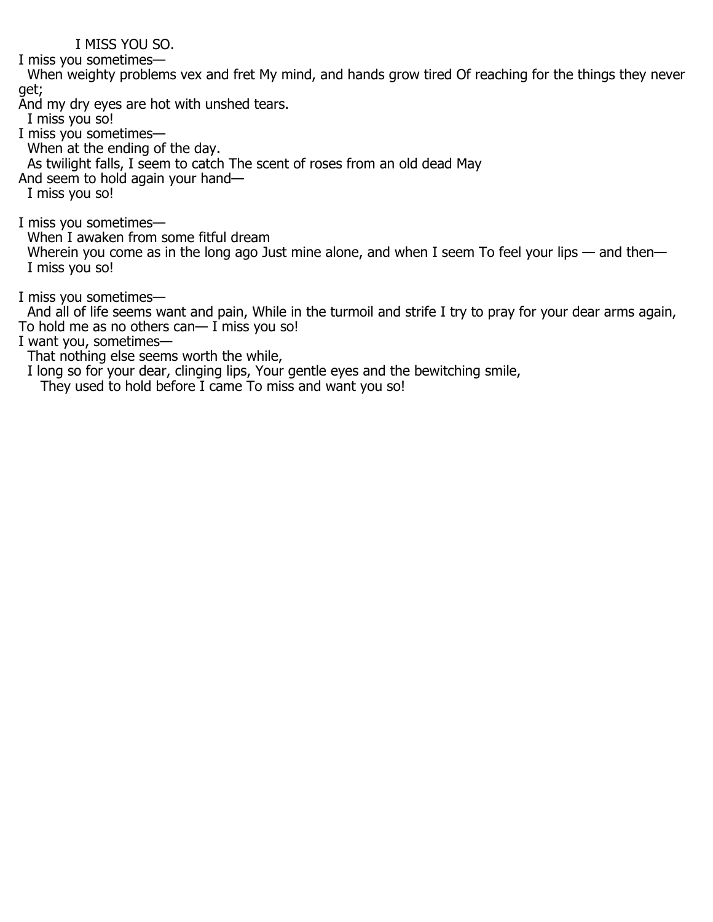## I MISS YOU SO.

I miss you sometimes—  
When weighty problems vex and fret My mind, and hands grow tired Of reaching for the things they never get;  
And my dry eyes are hot with unshed tears.  
I miss you so!  
I miss you sometimes—  
When at the ending of the day.  
As twilight falls, I seem to catch The scent of roses from an old dead May  
And seem to hold again your hand—  
I miss you so!

I miss you sometimes—  
When I awaken from some fitful dream  
Wherein you come as in the long ago Just mine alone, and when I seem To feel your lips — and then—  
I miss you so!

I miss you sometimes—  
And all of life seems want and pain, While in the turmoil and strife I try to pray for your dear arms again,  
To hold me as no others can— I miss you so!  
I want you, sometimes—  
That nothing else seems worth the while,  
I long so for your dear, clinging lips, Your gentle eyes and the bewitching smile,  
They used to hold before I came To miss and want you so!